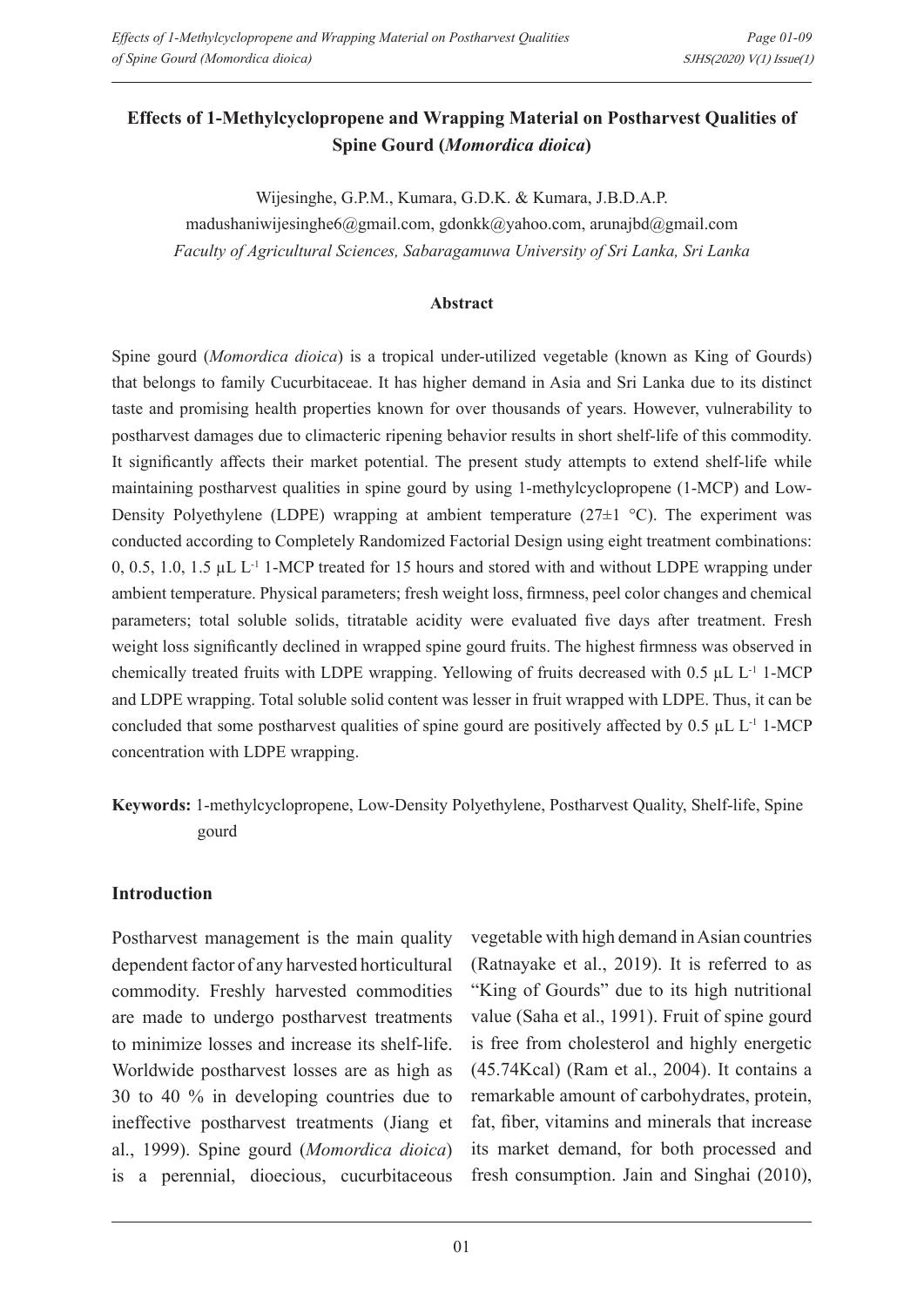# Effects of 1-Methylcyclopropene and Wrapping Material on Postharvest Qualities of Spine Gourd (*Momordica dioica*)

Wijesinghe, G.P.M., Kumara, G.D.K. & Kumara, J.B.D.A.P.

madushaniwijesinghe6@gmail.com, gdonkk@yahoo.com, arunajbd@gmail.com

*Faculty of Agricultural Sciences, Sabaragamuwa University of Sri Lanka, Sri Lanka*

## Abstract

Spine gourd (*Momordica dioica*) is a tropical under-utilized vegetable (known as King of Gourds) that belongs to family Cucurbitaceae. It has higher demand in Asia and Sri Lanka due to its distinct taste and promising health properties known for over thousands of years. However, vulnerability to postharvest damages due to climacteric ripening behavior results in short shelf-life of this commodity. It significantly affects their market potential. The present study attempts to extend shelf-life while maintaining postharvest qualities in spine gourd by using 1-methylcyclopropene (1-MCP) and Low-Density Polyethylene (LDPE) wrapping at ambient temperature (27±1 °C). The experiment was conducted according to Completely Randomized Factorial Design using eight treatment combinations: 0, 0.5, 1.0, 1.5 µL $L^{-1}$ 1-MCP treated for 15 hours and stored with and without LDPE wrapping under ambient temperature. Physical parameters; fresh weight loss, firmness, peel color changes and chemical parameters; total soluble solids, titratable acidity were evaluated five days after treatment. Fresh weight loss significantly declined in wrapped spine gourd fruits. The highest firmness was observed in chemically treated fruits with LDPE wrapping. Yellowing of fruits decreased with 0.5 µL $L^{-1}$ 1-MCP and LDPE wrapping. Total soluble solid content was lesser in fruit wrapped with LDPE. Thus, it can be concluded that some postharvest qualities of spine gourd are positively affected by 0.5 µL $L^{-1}$ 1-MCP concentration with LDPE wrapping.

**Keywords:** 1-methylcyclopropene, Low-Density Polyethylene, Postharvest Quality, Shelf-life, Spine gourd

## Introduction

Postharvest management is the main quality dependent factor of any harvested horticultural commodity. Freshly harvested commodities are made to undergo postharvest treatments to minimize losses and increase its shelf-life. Worldwide postharvest losses are as high as 30 to 40 % in developing countries due to ineffective postharvest treatments (Jiang et al., 1999). Spine gourd (*Momordica dioica*) is a perennial, dioecious, cucurbitaceous vegetable with high demand in Asian countries (Ratnayake et al., 2019). It is referred to as "King of Gourds" due to its high nutritional value (Saha et al., 1991). Fruit of spine gourd is free from cholesterol and highly energetic (45.74Kcal) (Ram et al., 2004). It contains a remarkable amount of carbohydrates, protein, fat, fiber, vitamins and minerals that increase its market demand, for both processed and fresh consumption. Jain and Singhai (2010),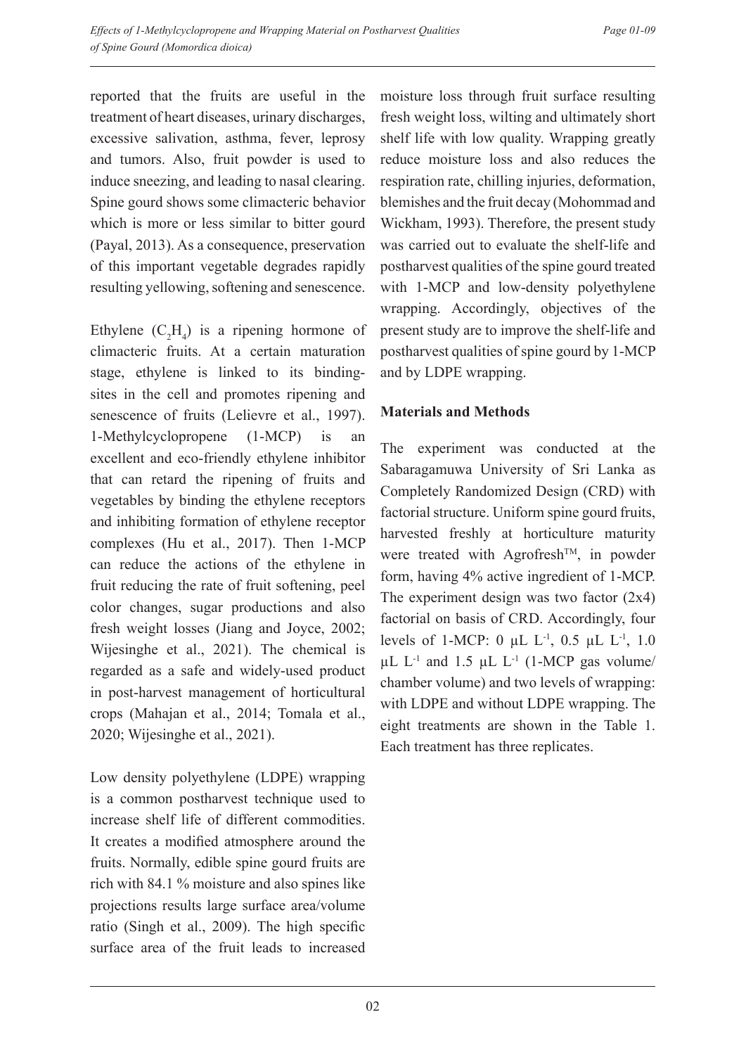reported that the fruits are useful in the treatment of heart diseases, urinary discharges, excessive salivation, asthma, fever, leprosy and tumors. Also, fruit powder is used to induce sneezing, and leading to nasal clearing. Spine gourd shows some climacteric behavior which is more or less similar to bitter gourd (Payal, 2013). As a consequence, preservation of this important vegetable degrades rapidly resulting yellowing, softening and senescence.

Ethylene ($C_2H_4$) is a ripening hormone of climacteric fruits. At a certain maturation stage, ethylene is linked to its binding-sites in the cell and promotes ripening and senescence of fruits (Lelievre et al., 1997). 1-Methylcyclopropene (1-MCP) is an excellent and eco-friendly ethylene inhibitor that can retard the ripening of fruits and vegetables by binding the ethylene receptors and inhibiting formation of ethylene receptor complexes (Hu et al., 2017). Then 1-MCP can reduce the actions of the ethylene in fruit reducing the rate of fruit softening, peel color changes, sugar productions and also fresh weight losses (Jiang and Joyce, 2002; Wijesinghe et al., 2021). The chemical is regarded as a safe and widely-used product in post-harvest management of horticultural crops (Mahajan et al., 2014; Tomala et al., 2020; Wijesinghe et al., 2021).

Low density polyethylene (LDPE) wrapping is a common postharvest technique used to increase shelf life of different commodities. It creates a modified atmosphere around the fruits. Normally, edible spine gourd fruits are rich with 84.1 % moisture and also spines like projections results large surface area/volume ratio (Singh et al., 2009). The high specific surface area of the fruit leads to increased moisture loss through fruit surface resulting fresh weight loss, wilting and ultimately short shelf life with low quality. Wrapping greatly reduce moisture loss and also reduces the respiration rate, chilling injuries, deformation, blemishes and the fruit decay (Mohommad and Wickham, 1993). Therefore, the present study was carried out to evaluate the shelf-life and postharvest qualities of the spine gourd treated with 1-MCP and low-density polyethylene wrapping. Accordingly, objectives of the present study are to improve the shelf-life and postharvest qualities of spine gourd by 1-MCP and by LDPE wrapping.

## Materials and Methods

The experiment was conducted at the Sabaragamuwa University of Sri Lanka as Completely Randomized Design (CRD) with factorial structure. Uniform spine gourd fruits, harvested freshly at horticulture maturity were treated with Agrofresh$^{TM}$, in powder form, having 4% active ingredient of 1-MCP. The experiment design was two factor (2x4) factorial on basis of CRD. Accordingly, four levels of 1-MCP: 0 $\mu L\ L^{-1}$, 0.5 $\mu L\ L^{-1}$, 1.0 $\mu L\ L^{-1}$ and 1.5 $\mu L\ L^{-1}$ (1-MCP gas volume/chamber volume) and two levels of wrapping: with LDPE and without LDPE wrapping. The eight treatments are shown in the Table 1. Each treatment has three replicates.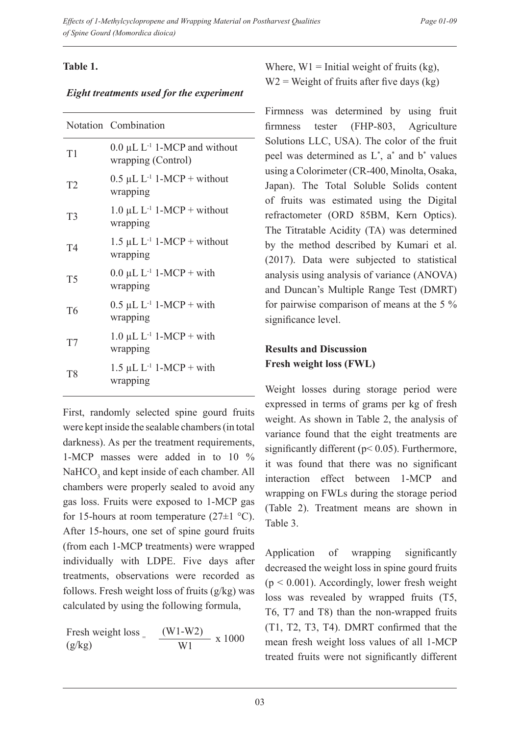**Table 1.**

***Eight treatments used for the experiment***

| Notation | Combination |
|---|---|
| T1 | 0.0 µL $L^{-1}$ 1-MCP and without wrapping (Control) |
| T2 | 0.5 µL $L^{-1}$ 1-MCP + without wrapping |
| T3 | 1.0 µL $L^{-1}$ 1-MCP + without wrapping |
| T4 | 1.5 µL $L^{-1}$ 1-MCP + without wrapping |
| T5 | 0.0 µL $L^{-1}$ 1-MCP + with wrapping |
| T6 | 0.5 µL $L^{-1}$ 1-MCP + with wrapping |
| T7 | 1.0 µL $L^{-1}$ 1-MCP + with wrapping |
| T8 | 1.5 µL $L^{-1}$ 1-MCP + with wrapping |

First, randomly selected spine gourd fruits were kept inside the sealable chambers (in total darkness). As per the treatment requirements, 1-MCP masses were added in to 10 % $NaHCO_3$ and kept inside of each chamber. All chambers were properly sealed to avoid any gas loss. Fruits were exposed to 1-MCP gas for 15-hours at room temperature (27±1 °C). After 15-hours, one set of spine gourd fruits (from each 1-MCP treatments) were wrapped individually with LDPE. Five days after treatments, observations were recorded as follows. Fresh weight loss of fruits (g/kg) was calculated by using the following formula,

$$\text{Fresh weight loss (g/kg)} = \frac{(W1-W2)}{W1} \times 1000$$

Where, W1 = Initial weight of fruits (kg), W2 = Weight of fruits after five days (kg)

Firmness was determined by using fruit firmness tester (FHP-803, Agriculture Solutions LLC, USA). The color of the fruit peel was determined as $L^*$, $a^*$ and $b^*$ values using a Colorimeter (CR-400, Minolta, Osaka, Japan). The Total Soluble Solids content of fruits was estimated using the Digital refractometer (ORD 85BM, Kern Optics). The Titratable Acidity (TA) was determined by the method described by Kumari et al. (2017). Data were subjected to statistical analysis using analysis of variance (ANOVA) and Duncan's Multiple Range Test (DMRT) for pairwise comparison of means at the 5 % significance level.

## Results and Discussion

### Fresh weight loss (FWL)

Weight losses during storage period were expressed in terms of grams per kg of fresh weight. As shown in Table 2, the analysis of variance found that the eight treatments are significantly different ($p < 0.05$). Furthermore, it was found that there was no significant interaction effect between 1-MCP and wrapping on FWLs during the storage period (Table 2). Treatment means are shown in Table 3.

Application of wrapping significantly decreased the weight loss in spine gourd fruits ($p < 0.001$). Accordingly, lower fresh weight loss was revealed by wrapped fruits (T5, T6, T7 and T8) than the non-wrapped fruits (T1, T2, T3, T4). DMRT confirmed that the mean fresh weight loss values of all 1-MCP treated fruits were not significantly different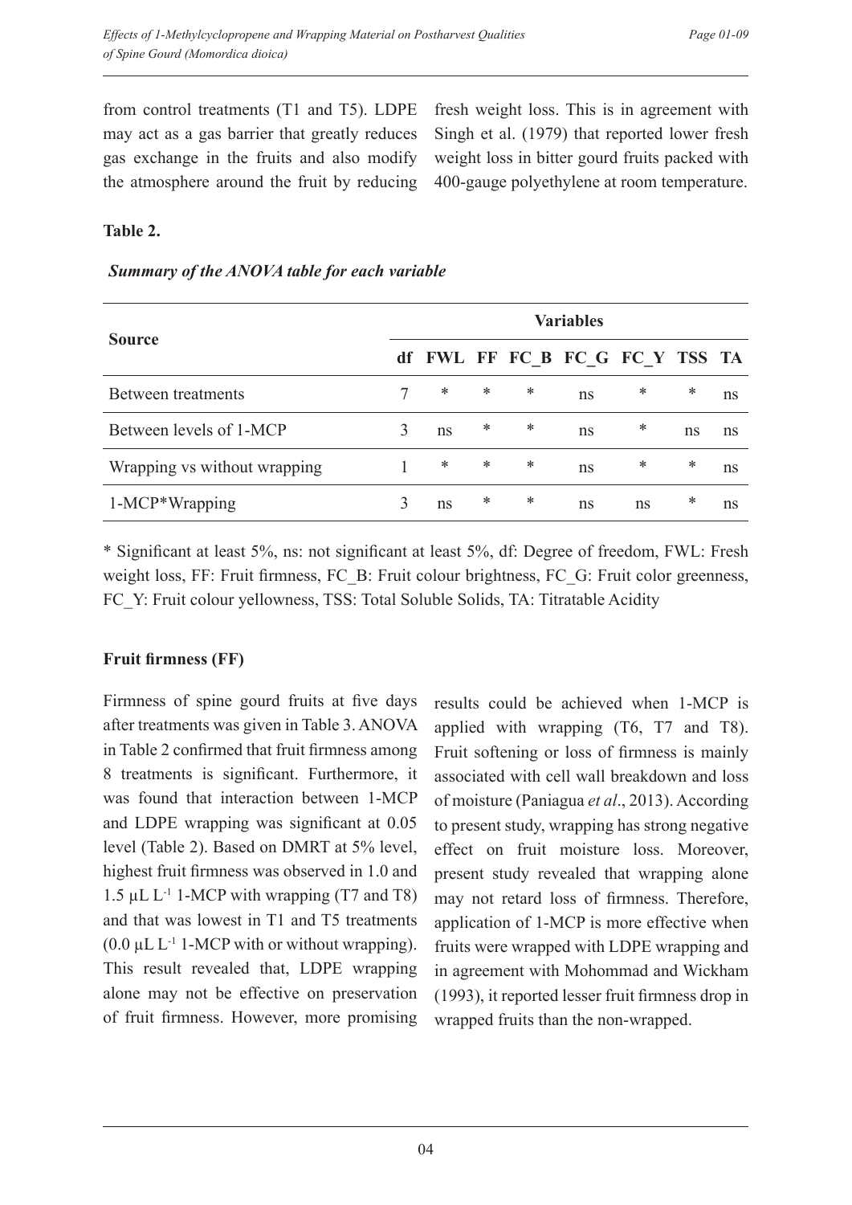from control treatments (T1 and T5). LDPE may act as a gas barrier that greatly reduces gas exchange in the fruits and also modify the atmosphere around the fruit by reducing fresh weight loss. This is in agreement with Singh et al. (1979) that reported lower fresh weight loss in bitter gourd fruits packed with 400-gauge polyethylene at room temperature.

**Table 2.**

***Summary of the ANOVA table for each variable***

| Source | Variables | | | | | | | |
|---|---|---|---|---|---|---|---|---|
| | df | FWL | FF | FC_B | FC_G | FC_Y | TSS | TA |
| Between treatments | 7 | * | * | * | ns | * | * | ns |
| Between levels of 1-MCP | 3 | ns | * | * | ns | * | ns | ns |
| Wrapping vs without wrapping | 1 | * | * | * | ns | * | * | ns |
| 1-MCP*Wrapping | 3 | ns | * | * | ns | ns | * | ns |

* Significant at least 5%, ns: not significant at least 5%, df: Degree of freedom, FWL: Fresh weight loss, FF: Fruit firmness, FC_B: Fruit colour brightness, FC_G: Fruit color greenness, FC_Y: Fruit colour yellowness, TSS: Total Soluble Solids, TA: Titratable Acidity

### Fruit firmness (FF)

Firmness of spine gourd fruits at five days after treatments was given in Table 3. ANOVA in Table 2 confirmed that fruit firmness among 8 treatments is significant. Furthermore, it was found that interaction between 1-MCP and LDPE wrapping was significant at 0.05 level (Table 2). Based on DMRT at 5% level, highest fruit firmness was observed in 1.0 and 1.5 $\mu L\ L^{-1}$ 1-MCP with wrapping (T7 and T8) and that was lowest in T1 and T5 treatments (0.0 $\mu L\ L^{-1}$ 1-MCP with or without wrapping). This result revealed that, LDPE wrapping alone may not be effective on preservation of fruit firmness. However, more promising results could be achieved when 1-MCP is applied with wrapping (T6, T7 and T8). Fruit softening or loss of firmness is mainly associated with cell wall breakdown and loss of moisture (Paniagua *et al*., 2013). According to present study, wrapping has strong negative effect on fruit moisture loss. Moreover, present study revealed that wrapping alone may not retard loss of firmness. Therefore, application of 1-MCP is more effective when fruits were wrapped with LDPE wrapping and in agreement with Mohommad and Wickham (1993), it reported lesser fruit firmness drop in wrapped fruits than the non-wrapped.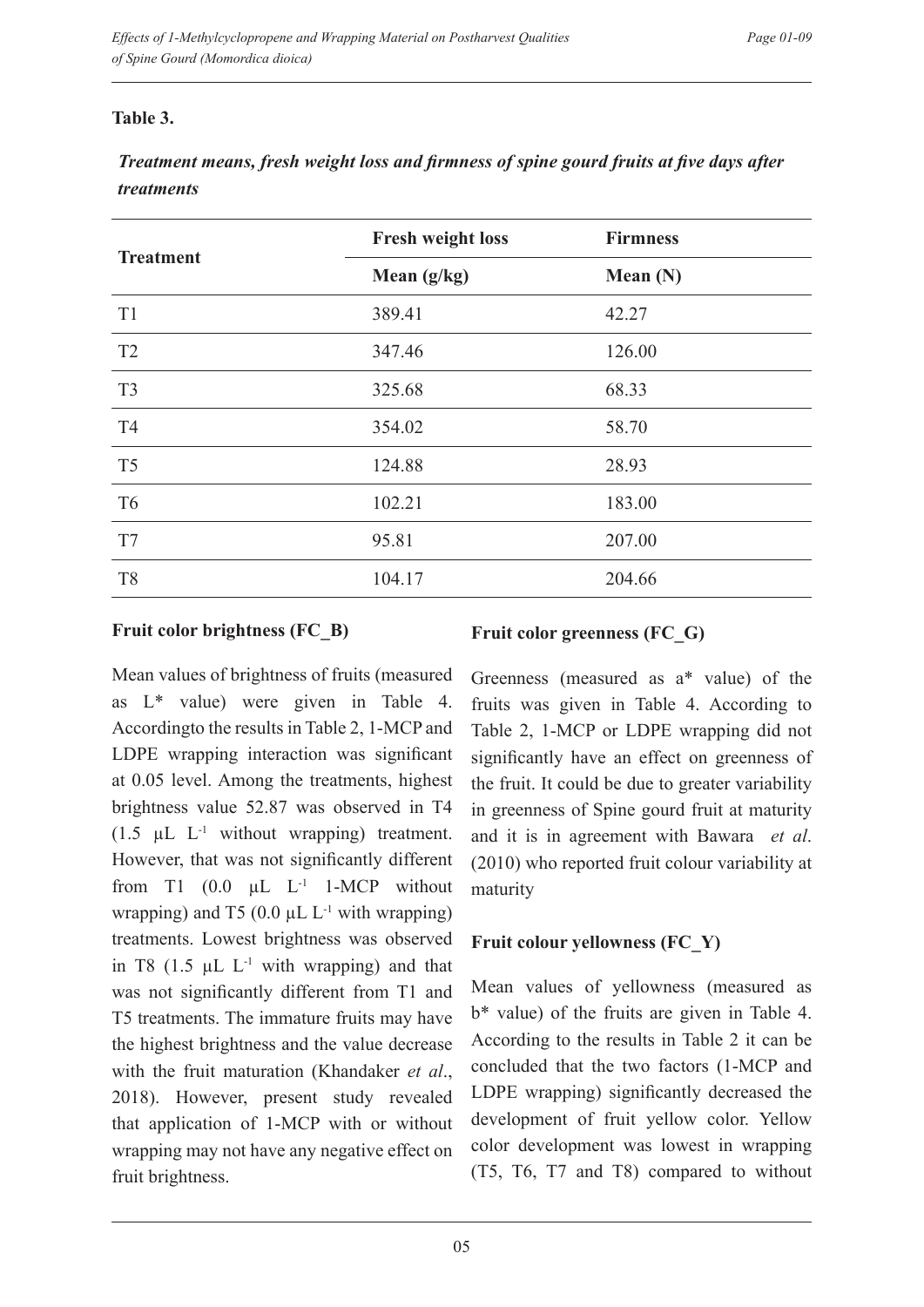**Table 3.**

*Treatment means, fresh weight loss and firmness of spine gourd fruits at five days after treatments*

| Treatment | Fresh weight loss | Firmness |
|---|---|---|
| | Mean (g/kg) | Mean (N) |
| T1 | 389.41 | 42.27 |
| T2 | 347.46 | 126.00 |
| T3 | 325.68 | 68.33 |
| T4 | 354.02 | 58.70 |
| T5 | 124.88 | 28.93 |
| T6 | 102.21 | 183.00 |
| T7 | 95.81 | 207.00 |
| T8 | 104.17 | 204.66 |

### Fruit color brightness (FC_B)

Mean values of brightness of fruits (measured as L* value) were given in Table 4. Accordingto the results in Table 2, 1-MCP and LDPE wrapping interaction was significant at 0.05 level. Among the treatments, highest brightness value 52.87 was observed in T4 (1.5 μL $L^{-1}$ without wrapping) treatment. However, that was not significantly different from T1 (0.0 μL $L^{-1}$ 1-MCP without wrapping) and T5 (0.0 μL $L^{-1}$ with wrapping) treatments. Lowest brightness was observed in T8 (1.5 μL $L^{-1}$ with wrapping) and that was not significantly different from T1 and T5 treatments. The immature fruits may have the highest brightness and the value decrease with the fruit maturation (Khandaker *et al*., 2018). However, present study revealed that application of 1-MCP with or without wrapping may not have any negative effect on fruit brightness.

### Fruit color greenness (FC_G)

Greenness (measured as a* value) of the fruits was given in Table 4. According to Table 2, 1-MCP or LDPE wrapping did not significantly have an effect on greenness of the fruit. It could be due to greater variability in greenness of Spine gourd fruit at maturity and it is in agreement with Bawara *et al*. (2010) who reported fruit colour variability at maturity

### Fruit colour yellowness (FC_Y)

Mean values of yellowness (measured as b* value) of the fruits are given in Table 4. According to the results in Table 2 it can be concluded that the two factors (1-MCP and LDPE wrapping) significantly decreased the development of fruit yellow color. Yellow color development was lowest in wrapping (T5, T6, T7 and T8) compared to without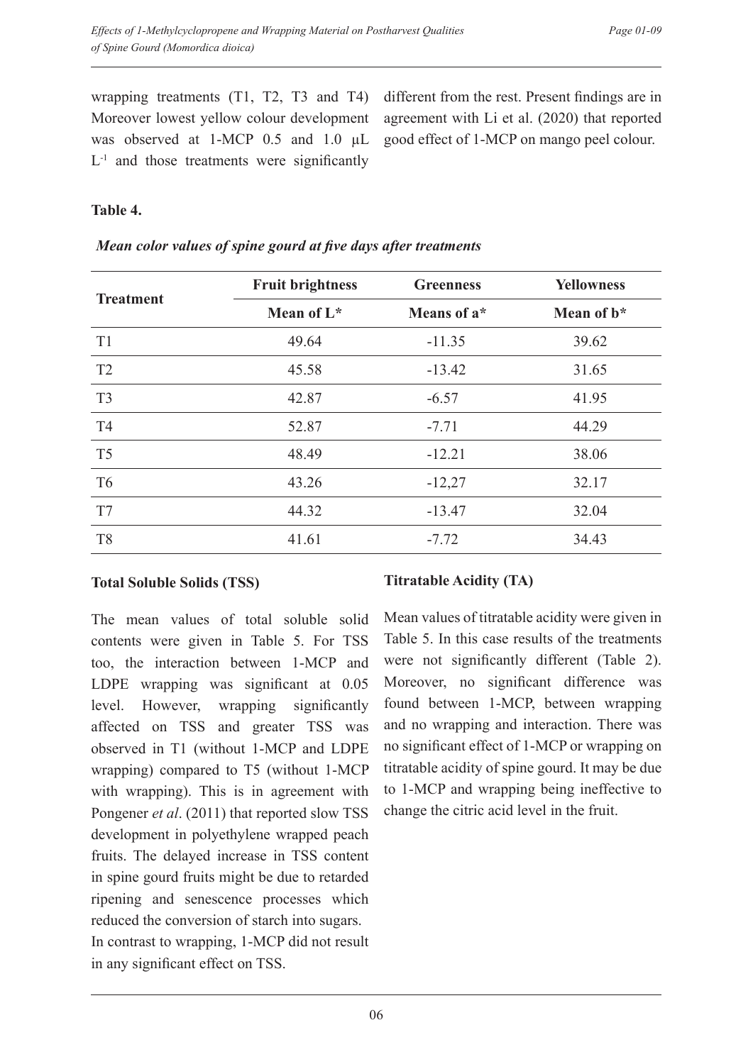wrapping treatments (T1, T2, T3 and T4) Moreover lowest yellow colour development was observed at 1-MCP 0.5 and 1.0 µL $L^{-1}$ and those treatments were significantly different from the rest. Present findings are in agreement with Li et al. (2020) that reported good effect of 1-MCP on mango peel colour.

**Table 4.**

***Mean color values of spine gourd at five days after treatments***

| Treatment | Fruit brightness | Greenness | Yellowness |
|---|---|---|---|
| | Mean of L* | Means of a* | Mean of b* |
| T1 | 49.64 | -11.35 | 39.62 |
| T2 | 45.58 | -13.42 | 31.65 |
| T3 | 42.87 | -6.57 | 41.95 |
| T4 | 52.87 | -7.71 | 44.29 |
| T5 | 48.49 | -12.21 | 38.06 |
| T6 | 43.26 | -12,27 | 32.17 |
| T7 | 44.32 | -13.47 | 32.04 |
| T8 | 41.61 | -7.72 | 34.43 |

**Total Soluble Solids (TSS)**

The mean values of total soluble solid contents were given in Table 5. For TSS too, the interaction between 1-MCP and LDPE wrapping was significant at 0.05 level. However, wrapping significantly affected on TSS and greater TSS was observed in T1 (without 1-MCP and LDPE wrapping) compared to T5 (without 1-MCP with wrapping). This is in agreement with Pongener *et al*. (2011) that reported slow TSS development in polyethylene wrapped peach fruits. The delayed increase in TSS content in spine gourd fruits might be due to retarded ripening and senescence processes which reduced the conversion of starch into sugars. In contrast to wrapping, 1-MCP did not result in any significant effect on TSS.

**Titratable Acidity (TA)**

Mean values of titratable acidity were given in Table 5. In this case results of the treatments were not significantly different (Table 2). Moreover, no significant difference was found between 1-MCP, between wrapping and no wrapping and interaction. There was no significant effect of 1-MCP or wrapping on titratable acidity of spine gourd. It may be due to 1-MCP and wrapping being ineffective to change the citric acid level in the fruit.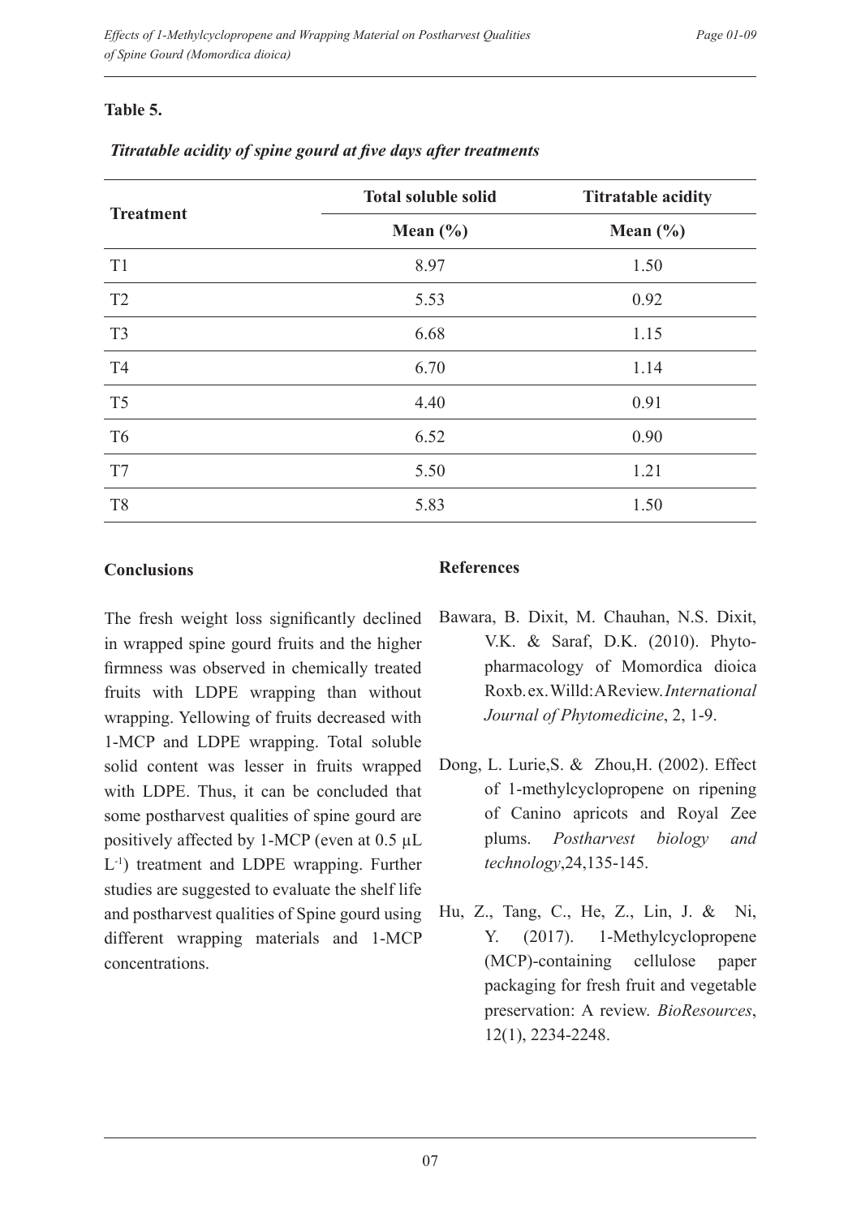**Table 5.**

*Titratable acidity of spine gourd at five days after treatments*

| Treatment | Total soluble solid | Titratable acidity |
|---|---|---|
| | Mean (%) | Mean (%) |
| T1 | 8.97 | 1.50 |
| T2 | 5.53 | 0.92 |
| T3 | 6.68 | 1.15 |
| T4 | 6.70 | 1.14 |
| T5 | 4.40 | 0.91 |
| T6 | 6.52 | 0.90 |
| T7 | 5.50 | 1.21 |
| T8 | 5.83 | 1.50 |

## Conclusions

The fresh weight loss significantly declined in wrapped spine gourd fruits and the higher firmness was observed in chemically treated fruits with LDPE wrapping than without wrapping. Yellowing of fruits decreased with 1-MCP and LDPE wrapping. Total soluble solid content was lesser in fruits wrapped with LDPE. Thus, it can be concluded that some postharvest qualities of spine gourd are positively affected by 1-MCP (even at 0.5 µL $L^{-1}$) treatment and LDPE wrapping. Further studies are suggested to evaluate the shelf life and postharvest qualities of Spine gourd using different wrapping materials and 1-MCP concentrations.

## References

Bawara, B. Dixit, M. Chauhan, N.S. Dixit, V.K. & Saraf, D.K. (2010). Phyto-pharmacology of Momordica dioica Roxb. ex. Willd: A Review. *International Journal of Phytomedicine*, 2, 1-9.

Dong, L. Lurie, S. & Zhou, H. (2002). Effect of 1-methylcyclopropene on ripening of Canino apricots and Royal Zee plums. *Postharvest biology and technology*, 24, 135-145.

Hu, Z., Tang, C., He, Z., Lin, J. & Ni, Y. (2017). 1-Methylcyclopropene (MCP)-containing cellulose paper packaging for fresh fruit and vegetable preservation: A review. *BioResources*, 12(1), 2234-2248.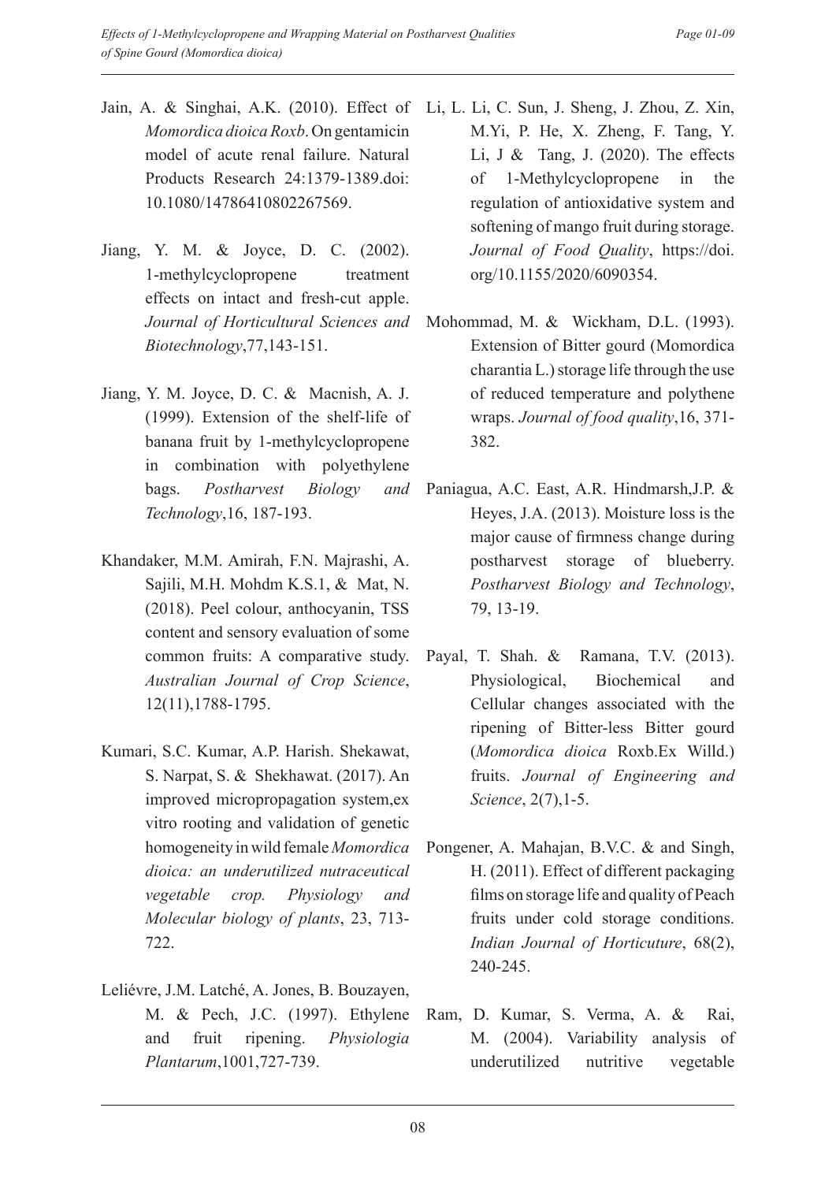Jain, A. & Singhai, A.K. (2010). Effect of *Momordica dioica Roxb*. On gentamicin model of acute renal failure. Natural Products Research 24:1379-1389.doi: 10.1080/14786410802267569.

Jiang, Y. M. & Joyce, D. C. (2002). 1-methylcyclopropene treatment effects on intact and fresh-cut apple. *Journal of Horticultural Sciences and Biotechnology*,77,143-151.

Jiang, Y. M. Joyce, D. C. & Macnish, A. J. (1999). Extension of the shelf-life of banana fruit by 1-methylcyclopropene in combination with polyethylene bags. *Postharvest Biology and Technology*,16, 187-193.

Khandaker, M.M. Amirah, F.N. Majrashi, A. Sajili, M.H. Mohdm K.S.1, & Mat, N. (2018). Peel colour, anthocyanin, TSS content and sensory evaluation of some common fruits: A comparative study. *Australian Journal of Crop Science*, 12(11),1788-1795.

Kumari, S.C. Kumar, A.P. Harish. Shekawat, S. Narpat, S. & Shekhawat. (2017). An improved micropropagation system,ex vitro rooting and validation of genetic homogeneity in wild female *Momordica dioica: an underutilized nutraceutical vegetable crop. Physiology and Molecular biology of plants*, 23, 713-722.

Leliévre, J.M. Latché, A. Jones, B. Bouzayen, M. & Pech, J.C. (1997). Ethylene and fruit ripening. *Physiologia Plantarum*,1001,727-739.

Li, L. Li, C. Sun, J. Sheng, J. Zhou, Z. Xin, M.Yi, P. He, X. Zheng, F. Tang, Y. Li, J & Tang, J. (2020). The effects of 1-Methylcyclopropene in the regulation of antioxidative system and softening of mango fruit during storage. *Journal of Food Quality*, https://doi.org/10.1155/2020/6090354.

Mohommad, M. & Wickham, D.L. (1993). Extension of Bitter gourd (Momordica charantia L.) storage life through the use of reduced temperature and polythene wraps. *Journal of food quality*,16, 371-382.

Paniagua, A.C. East, A.R. Hindmarsh,J.P. & Heyes, J.A. (2013). Moisture loss is the major cause of firmness change during postharvest storage of blueberry. *Postharvest Biology and Technology*, 79, 13-19.

Payal, T. Shah. & Ramana, T.V. (2013). Physiological, Biochemical and Cellular changes associated with the ripening of Bitter-less Bitter gourd (*Momordica dioica* Roxb.Ex Willd.) fruits. *Journal of Engineering and Science*, 2(7),1-5.

Pongener, A. Mahajan, B.V.C. & and Singh, H. (2011). Effect of different packaging films on storage life and quality of Peach fruits under cold storage conditions. *Indian Journal of Horticuture*, 68(2), 240-245.

Ram, D. Kumar, S. Verma, A. & Rai, M. (2004). Variability analysis of underutilized nutritive vegetable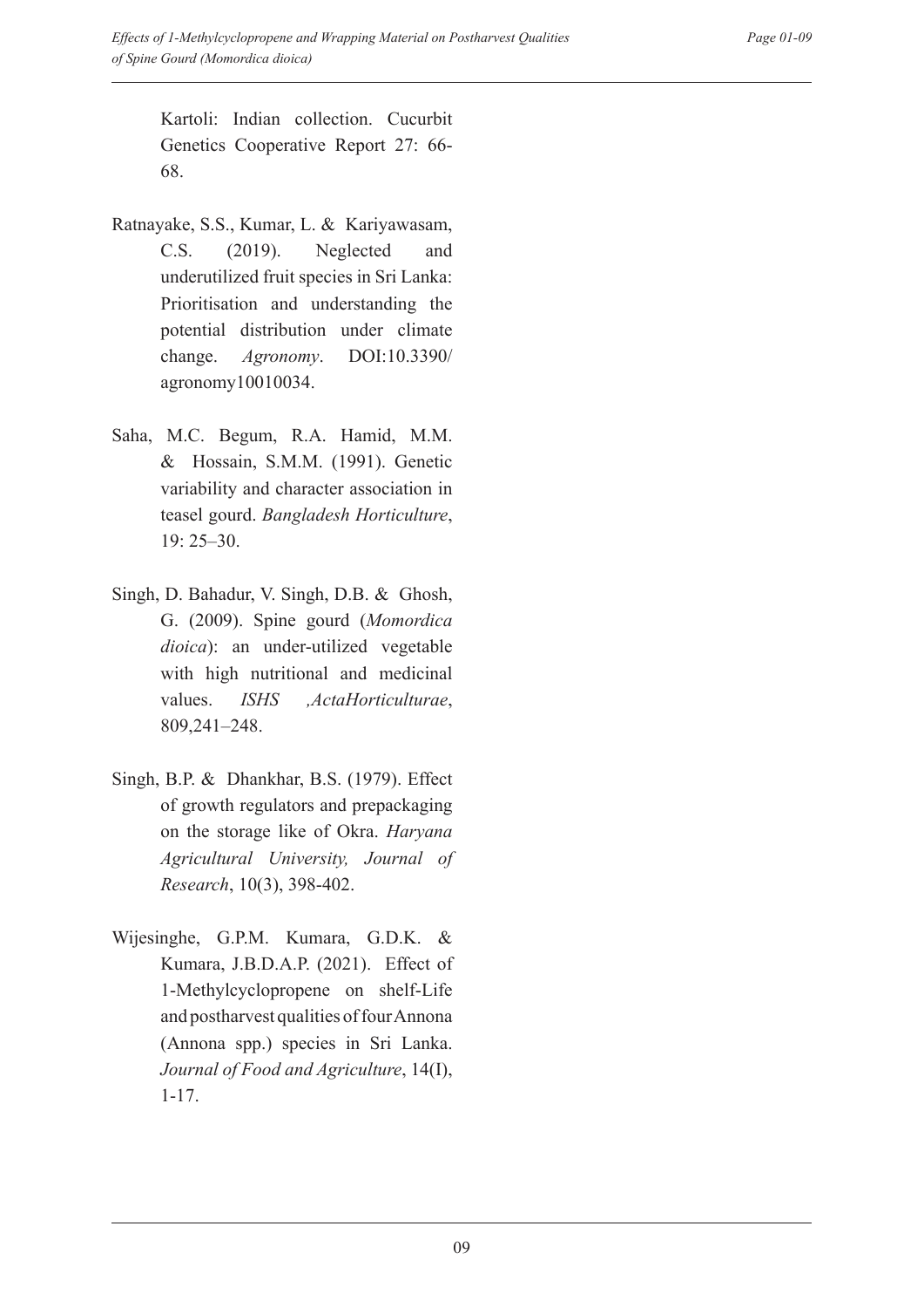Kartoli: Indian collection. Cucurbit Genetics Cooperative Report 27: 66-68.

Ratnayake, S.S., Kumar, L. & Kariyawasam, C.S. (2019). Neglected and underutilized fruit species in Sri Lanka: Prioritisation and understanding the potential distribution under climate change. *Agronomy*. DOI:10.3390/agronomy10010034.

Saha, M.C. Begum, R.A. Hamid, M.M. & Hossain, S.M.M. (1991). Genetic variability and character association in teasel gourd. *Bangladesh Horticulture*, 19: 25–30.

Singh, D. Bahadur, V. Singh, D.B. & Ghosh, G. (2009). Spine gourd (*Momordica dioica*): an under-utilized vegetable with high nutritional and medicinal values. *ISHS ,ActaHorticulturae*, 809,241–248.

Singh, B.P. & Dhankhar, B.S. (1979). Effect of growth regulators and prepackaging on the storage like of Okra. *Haryana Agricultural University, Journal of Research*, 10(3), 398-402.

Wijesinghe, G.P.M. Kumara, G.D.K. & Kumara, J.B.D.A.P. (2021). Effect of 1-Methylcyclopropene on shelf-Life and postharvest qualities of four Annona (Annona spp.) species in Sri Lanka. *Journal of Food and Agriculture*, 14(I), 1-17.